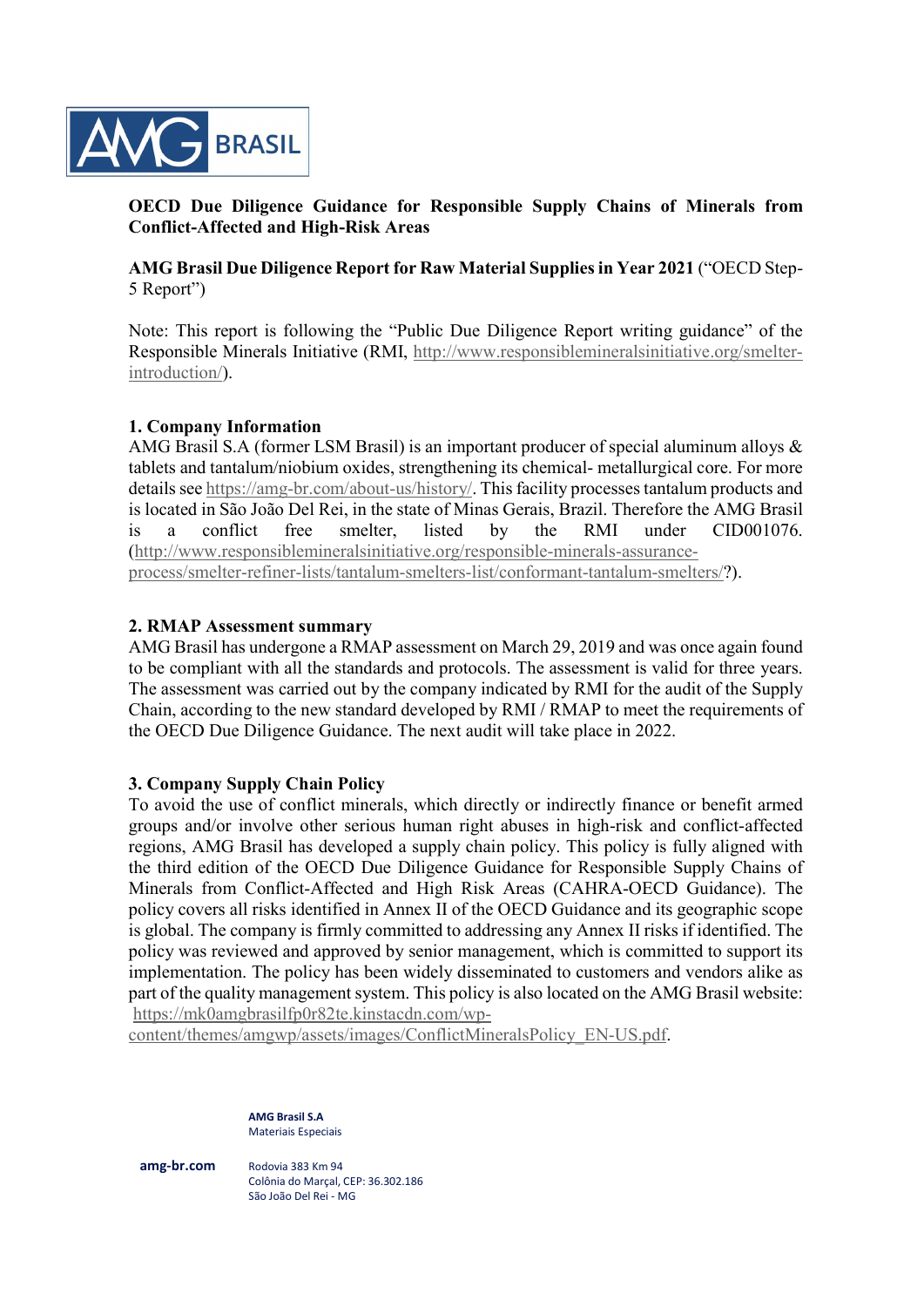**OECD Due Diligence Guidance for Responsible Supply Chains of Minerals from Conflict-Affected and High-Risk Areas**

**AMG Brasil Due Diligence Report for Raw Material Supplies in Year 2021** ("OECD Step-5 Report")

Note: This report is following the "Public Due Diligence Report writing guidance" of the Responsible Minerals Initiative (RMI, http://www.responsiblemineralsinitiative.org/smelter-introduction/).

## 1. Company Information

AMG Brasil S.A (former LSM Brasil) is an important producer of special aluminum alloys & tablets and tantalum/niobium oxides, strengthening its chemical- metallurgical core. For more details see https://amg-br.com/about-us/history/. This facility processes tantalum products and is located in São João Del Rei, in the state of Minas Gerais, Brazil. Therefore the AMG Brasil is a conflict free smelter, listed by the RMI under CID001076. (http://www.responsiblemineralsinitiative.org/responsible-minerals-assurance-process/smelter-refiner-lists/tantalum-smelters-list/conformant-tantalum-smelters/?).

## 2. RMAP Assessment summary

AMG Brasil has undergone a RMAP assessment on March 29, 2019 and was once again found to be compliant with all the standards and protocols. The assessment is valid for three years. The assessment was carried out by the company indicated by RMI for the audit of the Supply Chain, according to the new standard developed by RMI / RMAP to meet the requirements of the OECD Due Diligence Guidance. The next audit will take place in 2022.

## 3. Company Supply Chain Policy

To avoid the use of conflict minerals, which directly or indirectly finance or benefit armed groups and/or involve other serious human right abuses in high-risk and conflict-affected regions, AMG Brasil has developed a supply chain policy. This policy is fully aligned with the third edition of the OECD Due Diligence Guidance for Responsible Supply Chains of Minerals from Conflict-Affected and High Risk Areas (CAHRA-OECD Guidance). The policy covers all risks identified in Annex II of the OECD Guidance and its geographic scope is global. The company is firmly committed to addressing any Annex II risks if identified. The policy was reviewed and approved by senior management, which is committed to support its implementation. The policy has been widely disseminated to customers and vendors alike as part of the quality management system. This policy is also located on the AMG Brasil website: https://mk0amgbrasilfp0r82te.kinstacdn.com/wp-content/themes/amgwp/assets/images/ConflictMineralsPolicy_EN-US.pdf.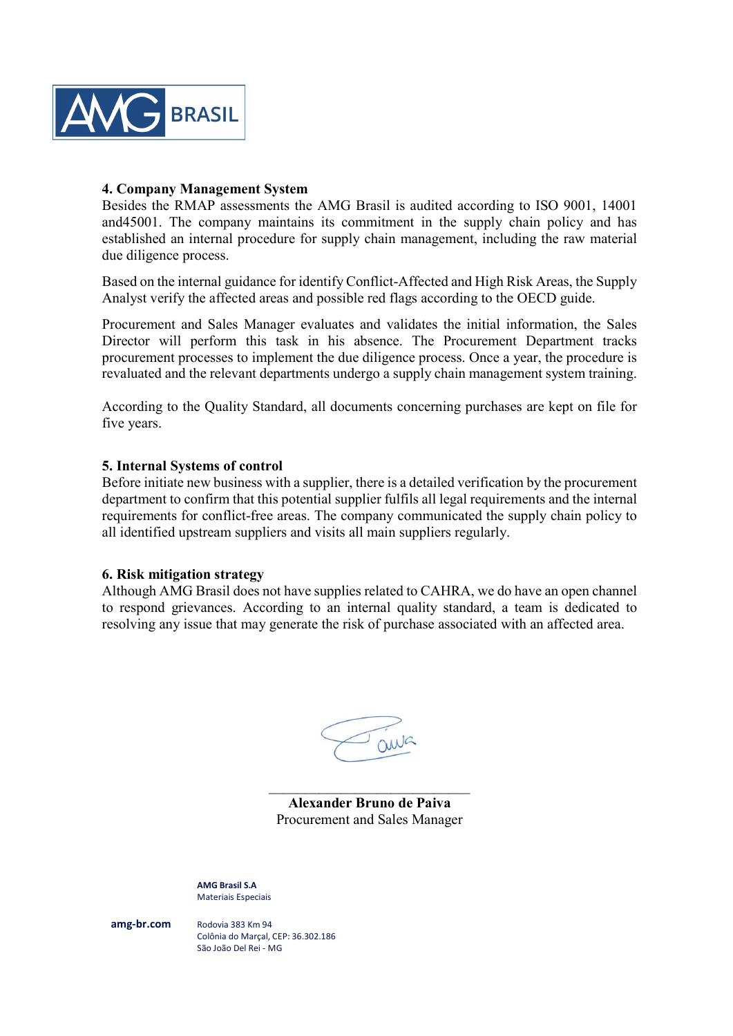## 4. Company Management System

Besides the RMAP assessments the AMG Brasil is audited according to ISO 9001, 14001 and45001. The company maintains its commitment in the supply chain policy and has established an internal procedure for supply chain management, including the raw material due diligence process.

Based on the internal guidance for identify Conflict-Affected and High Risk Areas, the Supply Analyst verify the affected areas and possible red flags according to the OECD guide.

Procurement and Sales Manager evaluates and validates the initial information, the Sales Director will perform this task in his absence. The Procurement Department tracks procurement processes to implement the due diligence process. Once a year, the procedure is revaluated and the relevant departments undergo a supply chain management system training.

According to the Quality Standard, all documents concerning purchases are kept on file for five years.

## 5. Internal Systems of control

Before initiate new business with a supplier, there is a detailed verification by the procurement department to confirm that this potential supplier fulfils all legal requirements and the internal requirements for conflict-free areas. The company communicated the supply chain policy to all identified upstream suppliers and visits all main suppliers regularly.

## 6. Risk mitigation strategy

Although AMG Brasil does not have supplies related to CAHRA, we do have an open channel to respond grievances. According to an internal quality standard, a team is dedicated to resolving any issue that may generate the risk of purchase associated with an affected area.

**Alexander Bruno de Paiva**
Procurement and Sales Manager

**AMG Brasil S.A**
Materiais Especiais

**amg-br.com**

Rodovia 383 Km 94
Colônia do Marçal, CEP: 36.302.186
São João Del Rei - MG